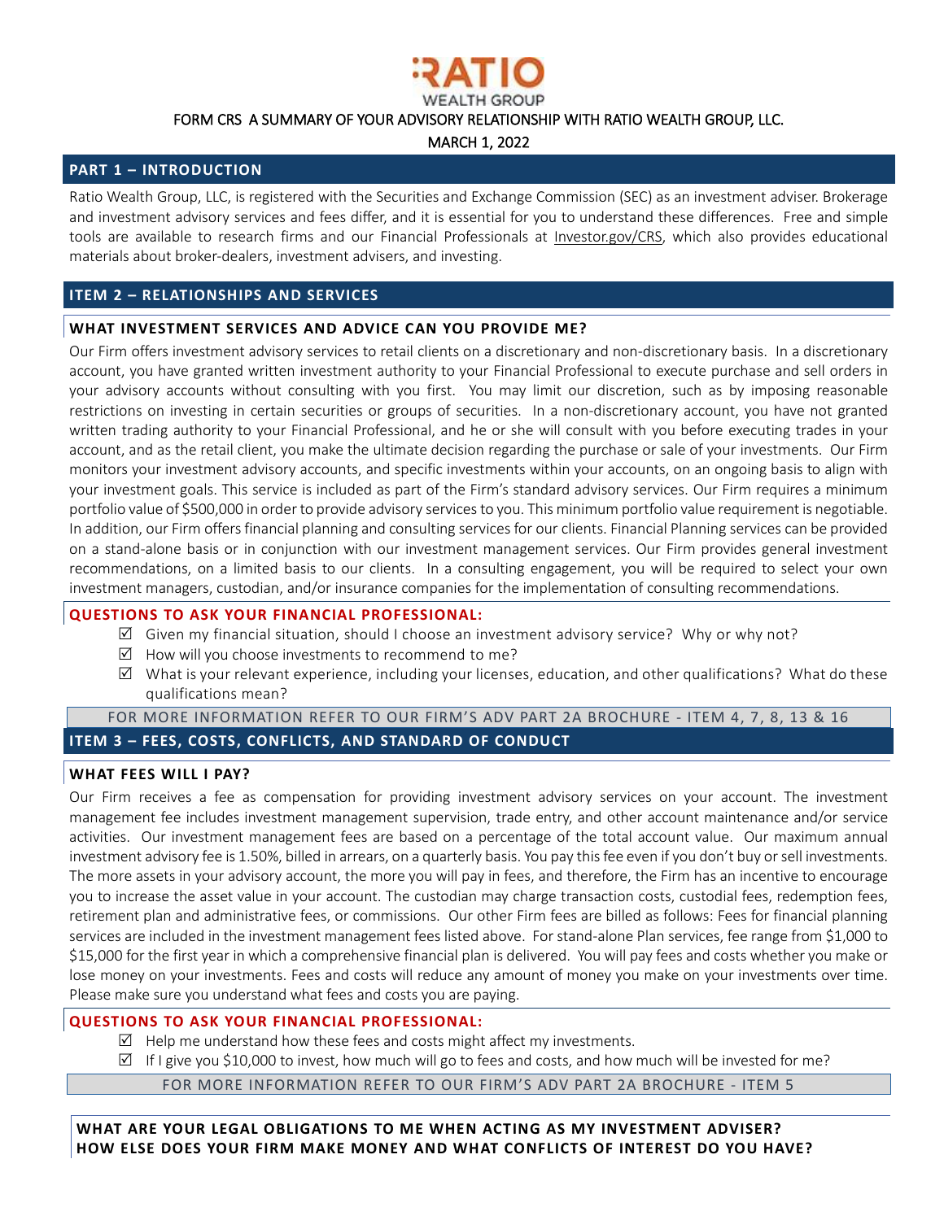# RATIO WEALTH GROUP

FORM CRS A SUMMARY OF YOUR ADVISORY RELATIONSHIP WITH RATIO WEALTH GROUP, LLC.

MARCH 1, 2022

## PART 1 – INTRODUCTION

Ratio Wealth Group, LLC, is registered with the Securities and Exchange Commission (SEC) as an investment adviser. Brokerage and investment advisory services and fees differ, and it is essential for you to understand these differences. Free and simple tools are available to research firms and our Financial Professionals at Investor.gov/CRS, which also provides educational materials about broker-dealers, investment advisers, and investing.

## ITEM 2 – RELATIONSHIPS AND SERVICES

### WHAT INVESTMENT SERVICES AND ADVICE CAN YOU PROVIDE ME?

Our Firm offers investment advisory services to retail clients on a discretionary and non-discretionary basis. In a discretionary account, you have granted written investment authority to your Financial Professional to execute purchase and sell orders in your advisory accounts without consulting with you first. You may limit our discretion, such as by imposing reasonable restrictions on investing in certain securities or groups of securities. In a non-discretionary account, you have not granted written trading authority to your Financial Professional, and he or she will consult with you before executing trades in your account, and as the retail client, you make the ultimate decision regarding the purchase or sale of your investments. Our Firm monitors your investment advisory accounts, and specific investments within your accounts, on an ongoing basis to align with your investment goals. This service is included as part of the Firm's standard advisory services. Our Firm requires a minimum portfolio value of $500,000 in order to provide advisory services to you. This minimum portfolio value requirement is negotiable. In addition, our Firm offers financial planning and consulting services for our clients. Financial Planning services can be provided on a stand-alone basis or in conjunction with our investment management services. Our Firm provides general investment recommendations, on a limited basis to our clients. In a consulting engagement, you will be required to select your own investment managers, custodian, and/or insurance companies for the implementation of consulting recommendations.

### QUESTIONS TO ASK YOUR FINANCIAL PROFESSIONAL:

- ☑ Given my financial situation, should I choose an investment advisory service? Why or why not?
- ☑ How will you choose investments to recommend to me?
- ☑ What is your relevant experience, including your licenses, education, and other qualifications? What do these qualifications mean?

FOR MORE INFORMATION REFER TO OUR FIRM'S ADV PART 2A BROCHURE - ITEM 4, 7, 8, 13 & 16

## ITEM 3 – FEES, COSTS, CONFLICTS, AND STANDARD OF CONDUCT

### WHAT FEES WILL I PAY?

Our Firm receives a fee as compensation for providing investment advisory services on your account. The investment management fee includes investment management supervision, trade entry, and other account maintenance and/or service activities. Our investment management fees are based on a percentage of the total account value. Our maximum annual investment advisory fee is 1.50%, billed in arrears, on a quarterly basis. You pay this fee even if you don't buy or sell investments. The more assets in your advisory account, the more you will pay in fees, and therefore, the Firm has an incentive to encourage you to increase the asset value in your account. The custodian may charge transaction costs, custodial fees, redemption fees, retirement plan and administrative fees, or commissions. Our other Firm fees are billed as follows: Fees for financial planning services are included in the investment management fees listed above. For stand-alone Plan services, fee range from $1,000 to $15,000 for the first year in which a comprehensive financial plan is delivered. You will pay fees and costs whether you make or lose money on your investments. Fees and costs will reduce any amount of money you make on your investments over time. Please make sure you understand what fees and costs you are paying.

### QUESTIONS TO ASK YOUR FINANCIAL PROFESSIONAL:

- ☑ Help me understand how these fees and costs might affect my investments.
- ☑ If I give you $10,000 to invest, how much will go to fees and costs, and how much will be invested for me?

FOR MORE INFORMATION REFER TO OUR FIRM'S ADV PART 2A BROCHURE - ITEM 5

### WHAT ARE YOUR LEGAL OBLIGATIONS TO ME WHEN ACTING AS MY INVESTMENT ADVISER? HOW ELSE DOES YOUR FIRM MAKE MONEY AND WHAT CONFLICTS OF INTEREST DO YOU HAVE?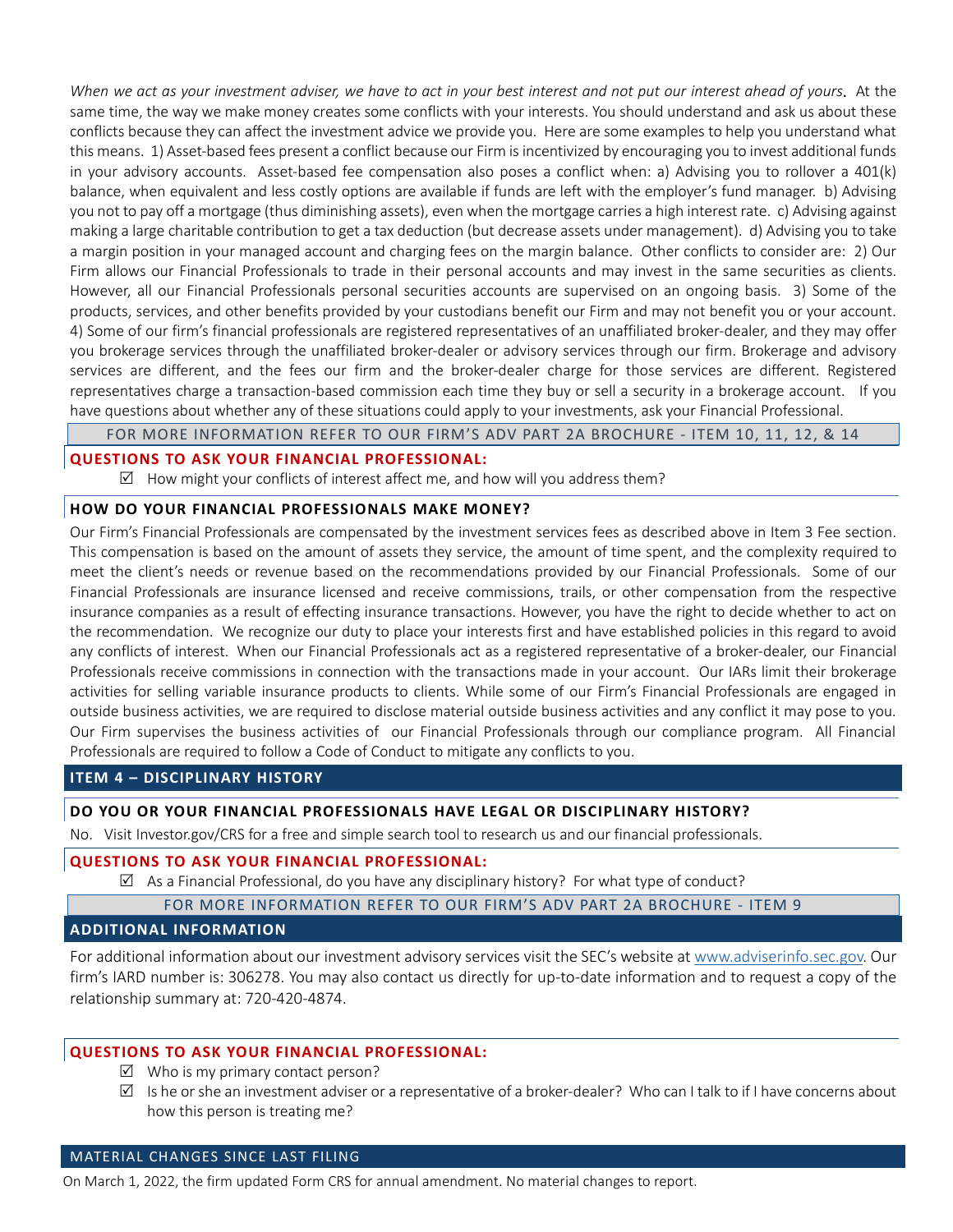*When we act as your investment adviser, we have to act in your best interest and not put our interest ahead of yours*. At the same time, the way we make money creates some conflicts with your interests. You should understand and ask us about these conflicts because they can affect the investment advice we provide you. Here are some examples to help you understand what this means. 1) Asset-based fees present a conflict because our Firm is incentivized by encouraging you to invest additional funds in your advisory accounts. Asset-based fee compensation also poses a conflict when: a) Advising you to rollover a 401(k) balance, when equivalent and less costly options are available if funds are left with the employer's fund manager. b) Advising you not to pay off a mortgage (thus diminishing assets), even when the mortgage carries a high interest rate. c) Advising against making a large charitable contribution to get a tax deduction (but decrease assets under management). d) Advising you to take a margin position in your managed account and charging fees on the margin balance. Other conflicts to consider are: 2) Our Firm allows our Financial Professionals to trade in their personal accounts and may invest in the same securities as clients. However, all our Financial Professionals personal securities accounts are supervised on an ongoing basis. 3) Some of the products, services, and other benefits provided by your custodians benefit our Firm and may not benefit you or your account. 4) Some of our firm's financial professionals are registered representatives of an unaffiliated broker-dealer, and they may offer you brokerage services through the unaffiliated broker-dealer or advisory services through our firm. Brokerage and advisory services are different, and the fees our firm and the broker-dealer charge for those services are different. Registered representatives charge a transaction-based commission each time they buy or sell a security in a brokerage account. If you have questions about whether any of these situations could apply to your investments, ask your Financial Professional.

FOR MORE INFORMATION REFER TO OUR FIRM'S ADV PART 2A BROCHURE - ITEM 10, 11, 12, & 14

**QUESTIONS TO ASK YOUR FINANCIAL PROFESSIONAL:**

- ☑ How might your conflicts of interest affect me, and how will you address them?

**HOW DO YOUR FINANCIAL PROFESSIONALS MAKE MONEY?**

Our Firm's Financial Professionals are compensated by the investment services fees as described above in Item 3 Fee section. This compensation is based on the amount of assets they service, the amount of time spent, and the complexity required to meet the client's needs or revenue based on the recommendations provided by our Financial Professionals. Some of our Financial Professionals are insurance licensed and receive commissions, trails, or other compensation from the respective insurance companies as a result of effecting insurance transactions. However, you have the right to decide whether to act on the recommendation. We recognize our duty to place your interests first and have established policies in this regard to avoid any conflicts of interest. When our Financial Professionals act as a registered representative of a broker-dealer, our Financial Professionals receive commissions in connection with the transactions made in your account. Our IARs limit their brokerage activities for selling variable insurance products to clients. While some of our Firm's Financial Professionals are engaged in outside business activities, we are required to disclose material outside business activities and any conflict it may pose to you. Our Firm supervises the business activities of our Financial Professionals through our compliance program. All Financial Professionals are required to follow a Code of Conduct to mitigate any conflicts to you.

## ITEM 4 – DISCIPLINARY HISTORY

**DO YOU OR YOUR FINANCIAL PROFESSIONALS HAVE LEGAL OR DISCIPLINARY HISTORY?**

No. Visit Investor.gov/CRS for a free and simple search tool to research us and our financial professionals.

**QUESTIONS TO ASK YOUR FINANCIAL PROFESSIONAL:**

- ☑ As a Financial Professional, do you have any disciplinary history? For what type of conduct?

FOR MORE INFORMATION REFER TO OUR FIRM'S ADV PART 2A BROCHURE - ITEM 9

## ADDITIONAL INFORMATION

For additional information about our investment advisory services visit the SEC's website at www.adviserinfo.sec.gov. Our firm's IARD number is: 306278. You may also contact us directly for up-to-date information and to request a copy of the relationship summary at: 720-420-4874.

**QUESTIONS TO ASK YOUR FINANCIAL PROFESSIONAL:**

- ☑ Who is my primary contact person?
- ☑ Is he or she an investment adviser or a representative of a broker-dealer? Who can I talk to if I have concerns about how this person is treating me?

## MATERIAL CHANGES SINCE LAST FILING

On March 1, 2022, the firm updated Form CRS for annual amendment. No material changes to report.